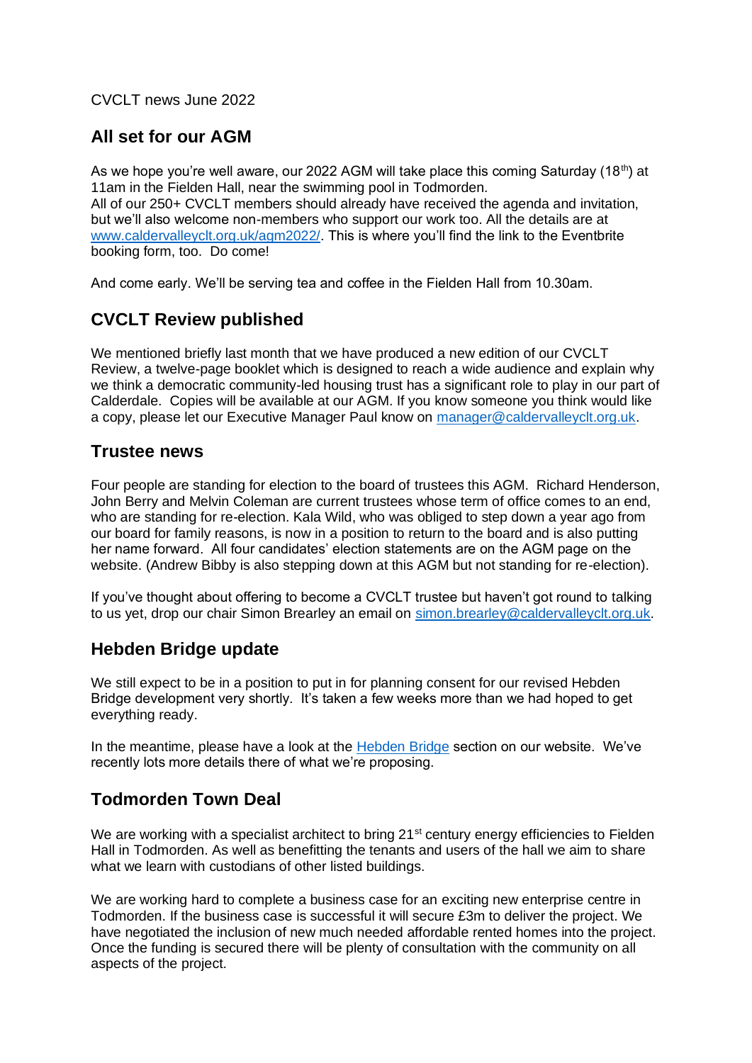CVCLT news June 2022

## All set for our AGM

As we hope you're well aware, our 2022 AGM will take place this coming Saturday (18th) at 11am in the Fielden Hall, near the swimming pool in Todmorden.
All of our 250+ CVCLT members should already have received the agenda and invitation, but we'll also welcome non-members who support our work too. All the details are at [www.caldervalleyclt.org.uk/agm2022/](www.caldervalleyclt.org.uk/agm2022/). This is where you'll find the link to the Eventbrite booking form, too. Do come!

And come early. We'll be serving tea and coffee in the Fielden Hall from 10.30am.

## CVCLT Review published

We mentioned briefly last month that we have produced a new edition of our CVCLT Review, a twelve-page booklet which is designed to reach a wide audience and explain why we think a democratic community-led housing trust has a significant role to play in our part of Calderdale. Copies will be available at our AGM. If you know someone you think would like a copy, please let our Executive Manager Paul know on manager@caldervalleyclt.org.uk.

## Trustee news

Four people are standing for election to the board of trustees this AGM. Richard Henderson, John Berry and Melvin Coleman are current trustees whose term of office comes to an end, who are standing for re-election. Kala Wild, who was obliged to step down a year ago from our board for family reasons, is now in a position to return to the board and is also putting her name forward. All four candidates' election statements are on the AGM page on the website. (Andrew Bibby is also stepping down at this AGM but not standing for re-election).

If you've thought about offering to become a CVCLT trustee but haven't got round to talking to us yet, drop our chair Simon Brearley an email on simon.brearley@caldervalleyclt.org.uk.

## Hebden Bridge update

We still expect to be in a position to put in for planning consent for our revised Hebden Bridge development very shortly. It's taken a few weeks more than we had hoped to get everything ready.

In the meantime, please have a look at the Hebden Bridge section on our website. We've recently lots more details there of what we're proposing.

## Todmorden Town Deal

We are working with a specialist architect to bring 21st century energy efficiencies to Fielden Hall in Todmorden. As well as benefitting the tenants and users of the hall we aim to share what we learn with custodians of other listed buildings.

We are working hard to complete a business case for an exciting new enterprise centre in Todmorden. If the business case is successful it will secure £3m to deliver the project. We have negotiated the inclusion of new much needed affordable rented homes into the project. Once the funding is secured there will be plenty of consultation with the community on all aspects of the project.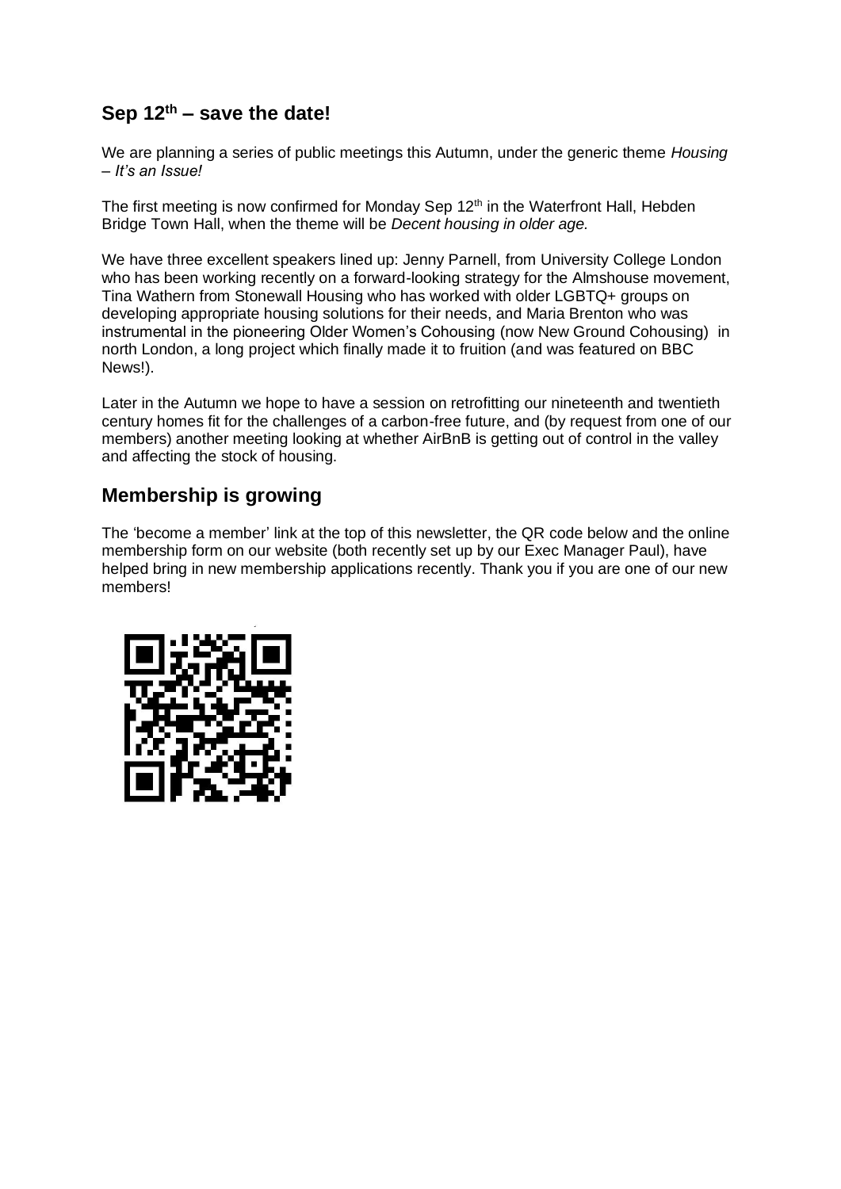## Sep 12th – save the date!

We are planning a series of public meetings this Autumn, under the generic theme *Housing – It's an Issue!*

The first meeting is now confirmed for Monday Sep 12th in the Waterfront Hall, Hebden Bridge Town Hall, when the theme will be *Decent housing in older age.*

We have three excellent speakers lined up: Jenny Parnell, from University College London who has been working recently on a forward-looking strategy for the Almshouse movement, Tina Wathern from Stonewall Housing who has worked with older LGBTQ+ groups on developing appropriate housing solutions for their needs, and Maria Brenton who was instrumental in the pioneering Older Women's Cohousing (now New Ground Cohousing) in north London, a long project which finally made it to fruition (and was featured on BBC News!).

Later in the Autumn we hope to have a session on retrofitting our nineteenth and twentieth century homes fit for the challenges of a carbon-free future, and (by request from one of our members) another meeting looking at whether AirBnB is getting out of control in the valley and affecting the stock of housing.

## Membership is growing

The 'become a member' link at the top of this newsletter, the QR code below and the online membership form on our website (both recently set up by our Exec Manager Paul), have helped bring in new membership applications recently. Thank you if you are one of our new members!